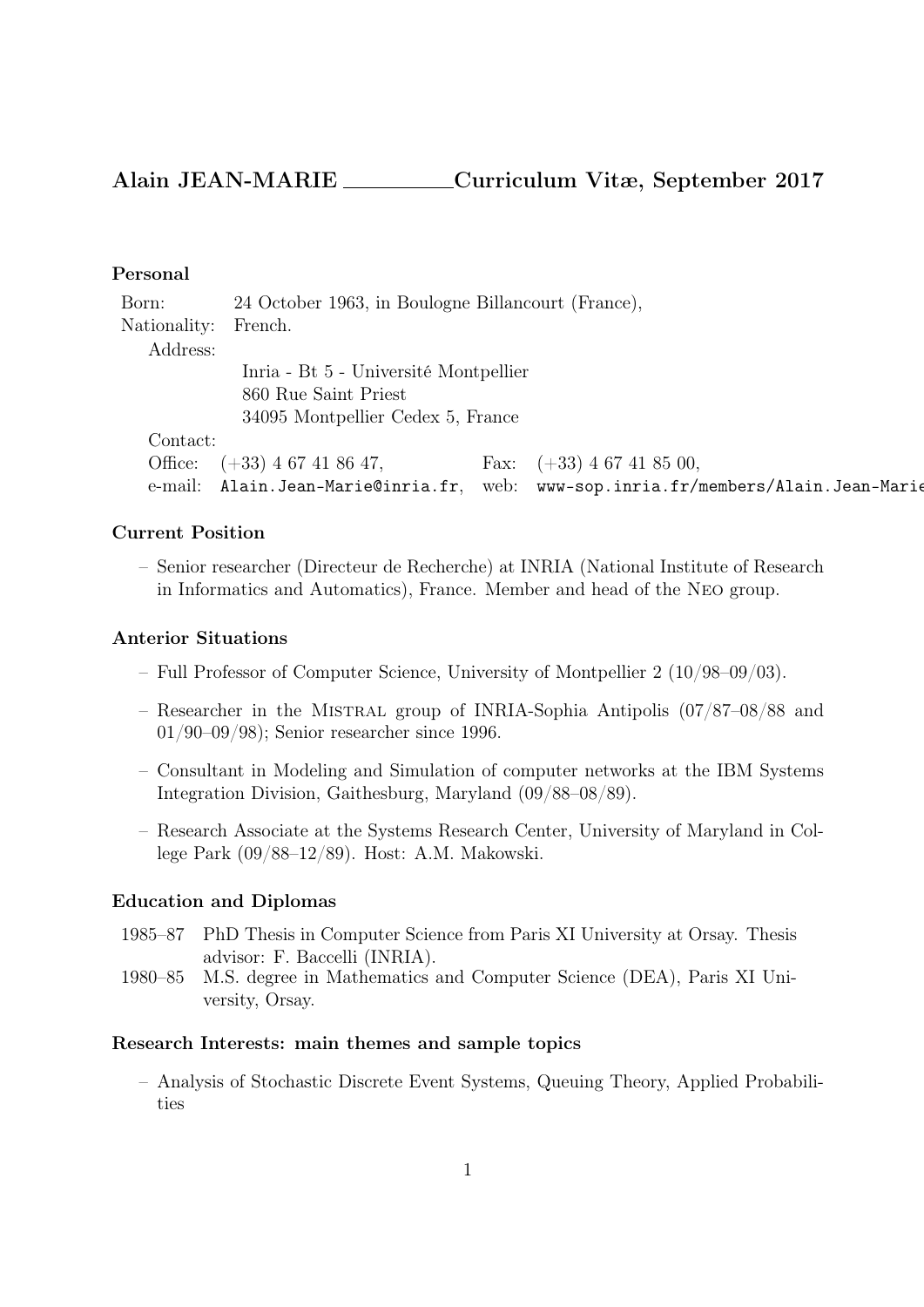# Alain JEAN-MARIE ——— Curriculum Vitæ, September 2017

## Personal

| | |
|---|---|
| Born: | 24 October 1963, in Boulogne Billancourt (France), |
| Nationality: | French. |

Address:

Inria - Bt 5 - Université Montpellier
860 Rue Saint Priest
34095 Montpellier Cedex 5, France

Contact:

| | | | |
|---|---|---|---|
| Office: | (+33) 4 67 41 86 47, | Fax: | (+33) 4 67 41 85 00, |
| e-mail: | `Alain.Jean-Marie@inria.fr`, | web: | `www-sop.inria.fr/members/Alain.Jean-Marie` |

## Current Position

– Senior researcher (Directeur de Recherche) at INRIA (National Institute of Research in Informatics and Automatics), France. Member and head of the Neo group.

## Anterior Situations

– Full Professor of Computer Science, University of Montpellier 2 (10/98–09/03).

– Researcher in the Mistral group of INRIA-Sophia Antipolis (07/87–08/88 and 01/90–09/98); Senior researcher since 1996.

– Consultant in Modeling and Simulation of computer networks at the IBM Systems Integration Division, Gaithesburg, Maryland (09/88–08/89).

– Research Associate at the Systems Research Center, University of Maryland in College Park (09/88–12/89). Host: A.M. Makowski.

## Education and Diplomas

| | |
|---|---|
| 1985–87 | PhD Thesis in Computer Science from Paris XI University at Orsay. Thesis advisor: F. Baccelli (INRIA). |
| 1980–85 | M.S. degree in Mathematics and Computer Science (DEA), Paris XI University, Orsay. |

## Research Interests: main themes and sample topics

– Analysis of Stochastic Discrete Event Systems, Queuing Theory, Applied Probabilities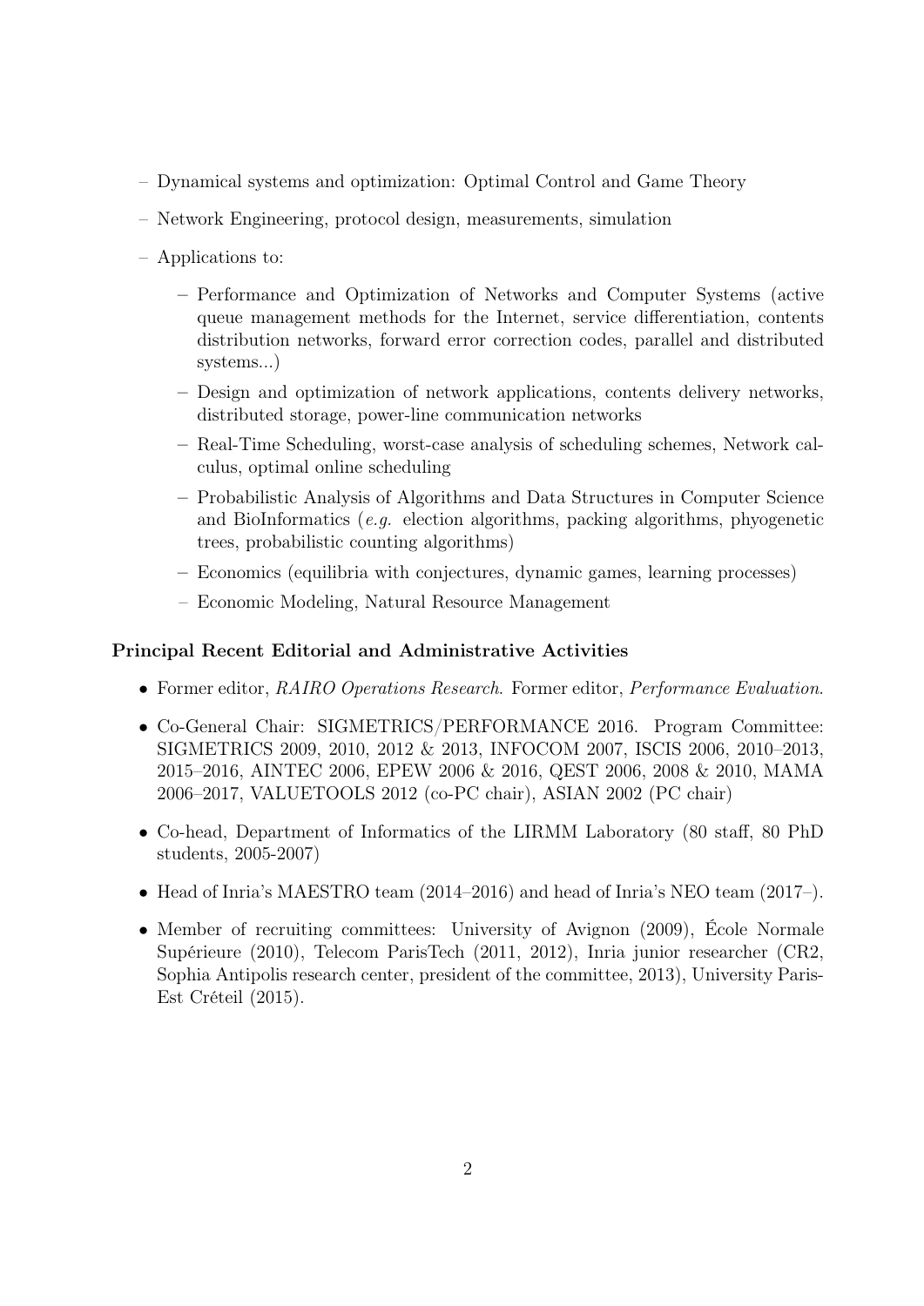- Dynamical systems and optimization: Optimal Control and Game Theory
- Network Engineering, protocol design, measurements, simulation
- Applications to:
  - Performance and Optimization of Networks and Computer Systems (active queue management methods for the Internet, service differentiation, contents distribution networks, forward error correction codes, parallel and distributed systems...)
  - Design and optimization of network applications, contents delivery networks, distributed storage, power-line communication networks
  - Real-Time Scheduling, worst-case analysis of scheduling schemes, Network calculus, optimal online scheduling
  - Probabilistic Analysis of Algorithms and Data Structures in Computer Science and BioInformatics (*e.g.* election algorithms, packing algorithms, phyogenetic trees, probabilistic counting algorithms)
  - Economics (equilibria with conjectures, dynamic games, learning processes)
  - Economic Modeling, Natural Resource Management

**Principal Recent Editorial and Administrative Activities**

- Former editor, *RAIRO Operations Research*. Former editor, *Performance Evaluation*.
- Co-General Chair: SIGMETRICS/PERFORMANCE 2016. Program Committee: SIGMETRICS 2009, 2010, 2012 & 2013, INFOCOM 2007, ISCIS 2006, 2010–2013, 2015–2016, AINTEC 2006, EPEW 2006 & 2016, QEST 2006, 2008 & 2010, MAMA 2006–2017, VALUETOOLS 2012 (co-PC chair), ASIAN 2002 (PC chair)
- Co-head, Department of Informatics of the LIRMM Laboratory (80 staff, 80 PhD students, 2005-2007)
- Head of Inria's MAESTRO team (2014–2016) and head of Inria's NEO team (2017–).
- Member of recruiting committees: University of Avignon (2009), École Normale Supérieure (2010), Telecom ParisTech (2011, 2012), Inria junior researcher (CR2, Sophia Antipolis research center, president of the committee, 2013), University Paris-Est Créteil (2015).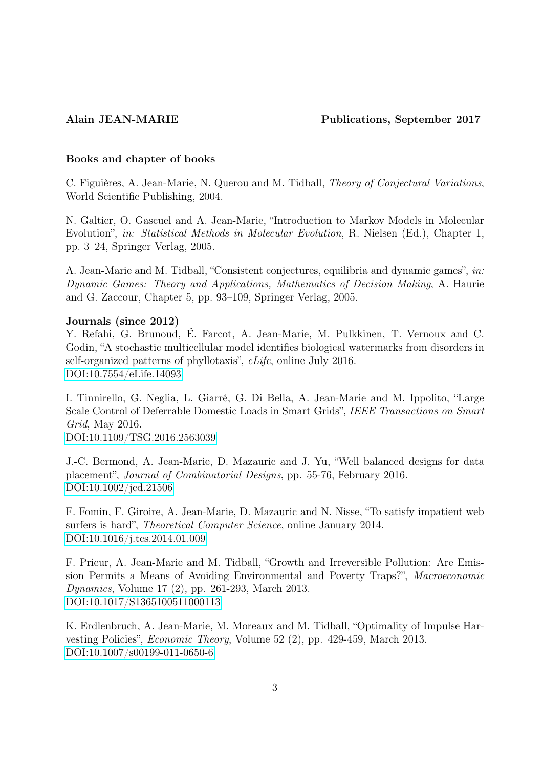## Books and chapter of books

C. Figuières, A. Jean-Marie, N. Querou and M. Tidball, *Theory of Conjectural Variations*, World Scientific Publishing, 2004.

N. Galtier, O. Gascuel and A. Jean-Marie, "Introduction to Markov Models in Molecular Evolution", *in: Statistical Methods in Molecular Evolution*, R. Nielsen (Ed.), Chapter 1, pp. 3–24, Springer Verlag, 2005.

A. Jean-Marie and M. Tidball, "Consistent conjectures, equilibria and dynamic games", *in: Dynamic Games: Theory and Applications, Mathematics of Decision Making*, A. Haurie and G. Zaccour, Chapter 5, pp. 93–109, Springer Verlag, 2005.

## Journals (since 2012)

Y. Refahi, G. Brunoud, É. Farcot, A. Jean-Marie, M. Pulkkinen, T. Vernoux and C. Godin, "A stochastic multicellular model identifies biological watermarks from disorders in self-organized patterns of phyllotaxis", *eLife*, online July 2016.
DOI:10.7554/eLife.14093

I. Tinnirello, G. Neglia, L. Giarré, G. Di Bella, A. Jean-Marie and M. Ippolito, "Large Scale Control of Deferrable Domestic Loads in Smart Grids", *IEEE Transactions on Smart Grid*, May 2016.
DOI:10.1109/TSG.2016.2563039

J.-C. Bermond, A. Jean-Marie, D. Mazauric and J. Yu, "Well balanced designs for data placement", *Journal of Combinatorial Designs*, pp. 55-76, February 2016.
DOI:10.1002/jcd.21506

F. Fomin, F. Giroire, A. Jean-Marie, D. Mazauric and N. Nisse, "To satisfy impatient web surfers is hard", *Theoretical Computer Science*, online January 2014.
DOI:10.1016/j.tcs.2014.01.009

F. Prieur, A. Jean-Marie and M. Tidball, "Growth and Irreversible Pollution: Are Emission Permits a Means of Avoiding Environmental and Poverty Traps?", *Macroeconomic Dynamics*, Volume 17 (2), pp. 261-293, March 2013.
DOI:10.1017/S1365100511000113

K. Erdlenbruch, A. Jean-Marie, M. Moreaux and M. Tidball, "Optimality of Impulse Harvesting Policies", *Economic Theory*, Volume 52 (2), pp. 429-459, March 2013.
DOI:10.1007/s00199-011-0650-6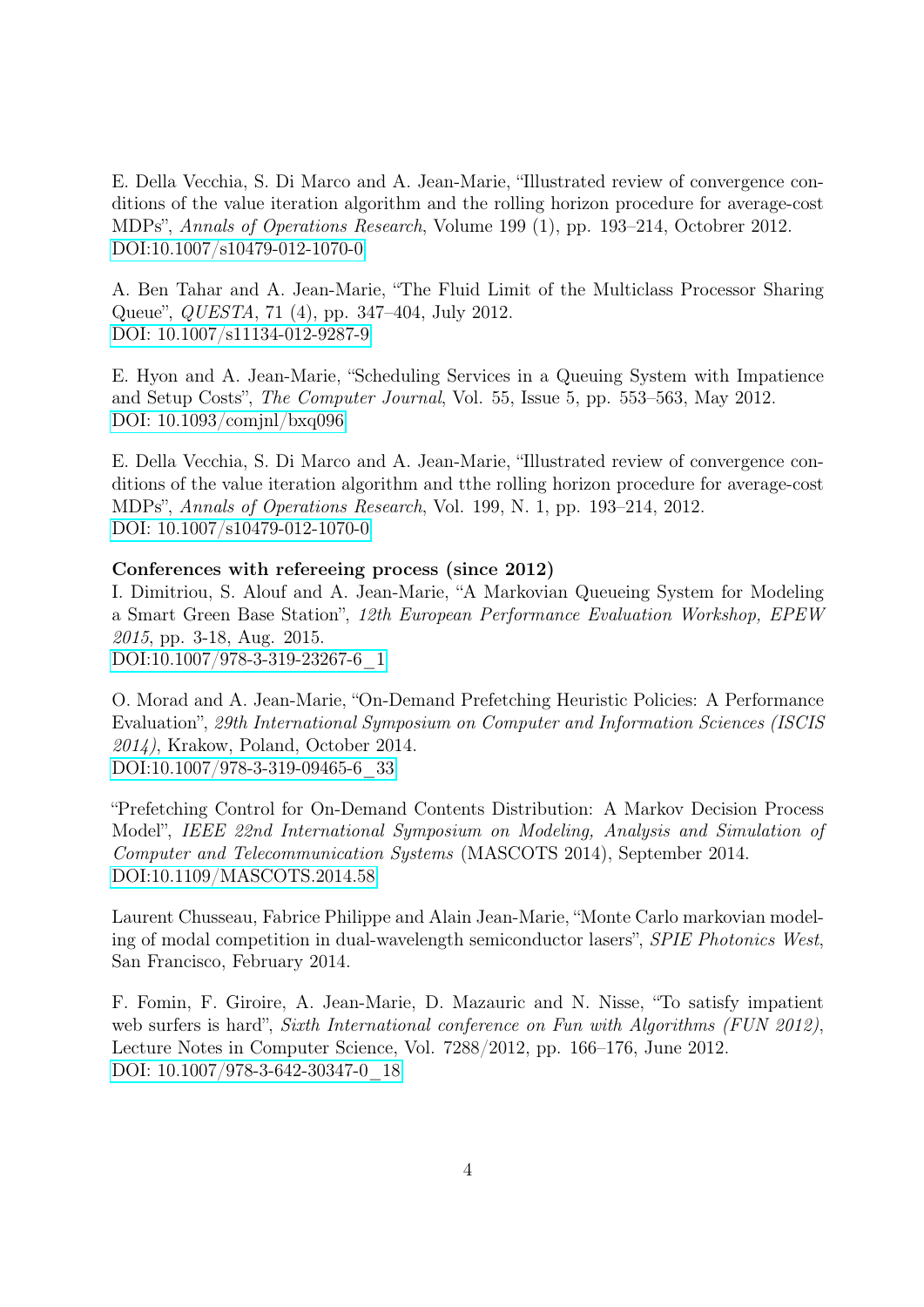E. Della Vecchia, S. Di Marco and A. Jean-Marie, "Illustrated review of convergence conditions of the value iteration algorithm and the rolling horizon procedure for average-cost MDPs", *Annals of Operations Research*, Volume 199 (1), pp. 193–214, Octobrer 2012.
DOI:10.1007/s10479-012-1070-0

A. Ben Tahar and A. Jean-Marie, "The Fluid Limit of the Multiclass Processor Sharing Queue", *QUESTA*, 71 (4), pp. 347–404, July 2012.
DOI: 10.1007/s11134-012-9287-9

E. Hyon and A. Jean-Marie, "Scheduling Services in a Queuing System with Impatience and Setup Costs", *The Computer Journal*, Vol. 55, Issue 5, pp. 553–563, May 2012.
DOI: 10.1093/comjnl/bxq096

E. Della Vecchia, S. Di Marco and A. Jean-Marie, "Illustrated review of convergence conditions of the value iteration algorithm and tthe rolling horizon procedure for average-cost MDPs", *Annals of Operations Research*, Vol. 199, N. 1, pp. 193–214, 2012.
DOI: 10.1007/s10479-012-1070-0

**Conferences with refereeing process (since 2012)**

I. Dimitriou, S. Alouf and A. Jean-Marie, "A Markovian Queueing System for Modeling a Smart Green Base Station", *12th European Performance Evaluation Workshop, EPEW 2015*, pp. 3-18, Aug. 2015.
DOI:10.1007/978-3-319-23267-6_1

O. Morad and A. Jean-Marie, "On-Demand Prefetching Heuristic Policies: A Performance Evaluation", *29th International Symposium on Computer and Information Sciences (ISCIS 2014)*, Krakow, Poland, October 2014.
DOI:10.1007/978-3-319-09465-6_33

"Prefetching Control for On-Demand Contents Distribution: A Markov Decision Process Model", *IEEE 22nd International Symposium on Modeling, Analysis and Simulation of Computer and Telecommunication Systems* (MASCOTS 2014), September 2014.
DOI:10.1109/MASCOTS.2014.58

Laurent Chusseau, Fabrice Philippe and Alain Jean-Marie, "Monte Carlo markovian modeling of modal competition in dual-wavelength semiconductor lasers", *SPIE Photonics West*, San Francisco, February 2014.

F. Fomin, F. Giroire, A. Jean-Marie, D. Mazauric and N. Nisse, "To satisfy impatient web surfers is hard", *Sixth International conference on Fun with Algorithms (FUN 2012)*, Lecture Notes in Computer Science, Vol. 7288/2012, pp. 166–176, June 2012.
DOI: 10.1007/978-3-642-30347-0_18